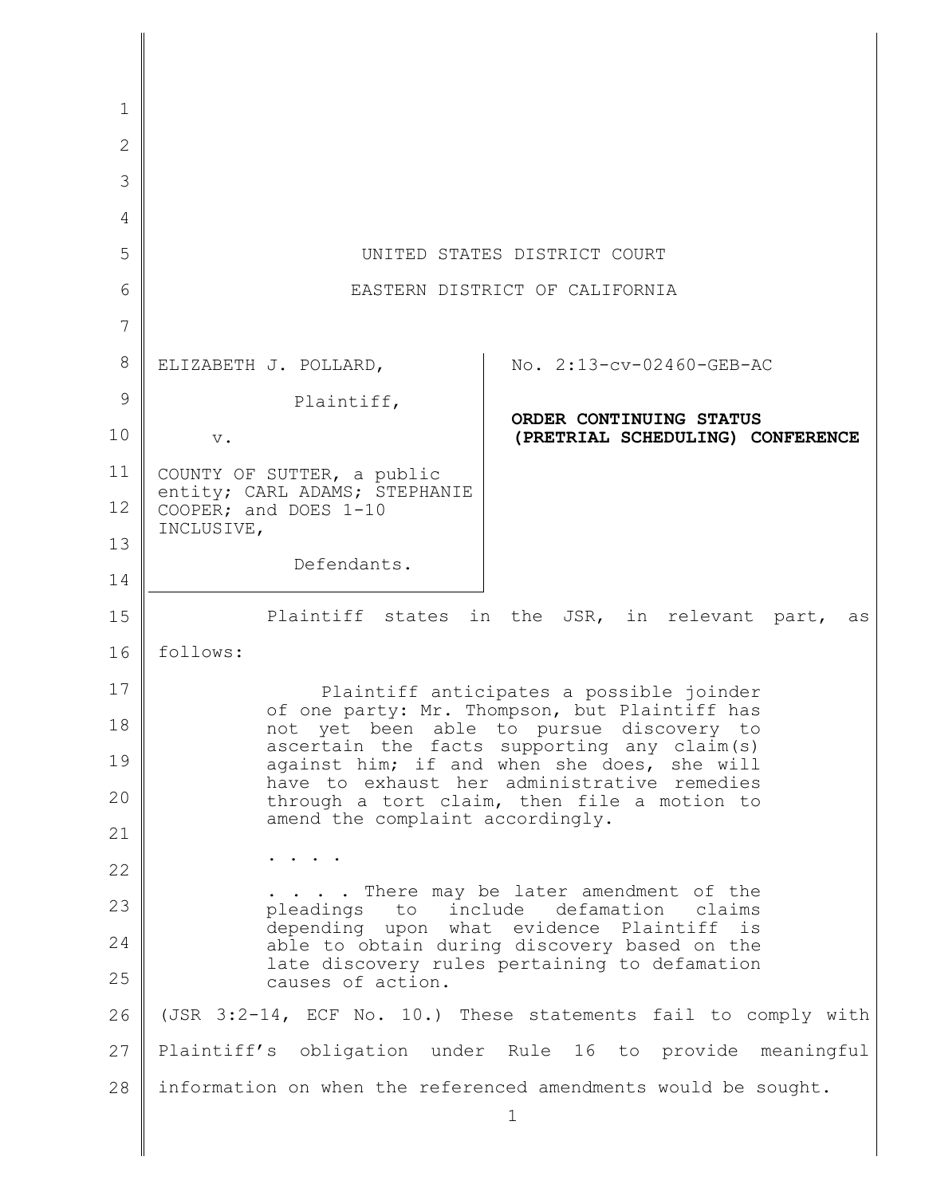UNITED STATES DISTRICT COURT

EASTERN DISTRICT OF CALIFORNIA

| | |
|---|---|
| ELIZABETH J. POLLARD, Plaintiff, v. COUNTY OF SUTTER, a public entity; CARL ADAMS; STEPHANIE COOPER; and DOES 1-10 INCLUSIVE, Defendants. | No. 2:13-cv-02460-GEB-AC **ORDER CONTINUING STATUS (PRETRIAL SCHEDULING) CONFERENCE** |

Plaintiff states in the JSR, in relevant part, as follows:

> Plaintiff anticipates a possible joinder of one party: Mr. Thompson, but Plaintiff has not yet been able to pursue discovery to ascertain the facts supporting any claim(s) against him; if and when she does, she will have to exhaust her administrative remedies through a tort claim, then file a motion to amend the complaint accordingly.
>
> . . . .
>
> . . . . There may be later amendment of the pleadings to include defamation claims depending upon what evidence Plaintiff is able to obtain during discovery based on the late discovery rules pertaining to defamation causes of action.

(JSR 3:2-14, ECF No. 10.) These statements fail to comply with Plaintiff's obligation under Rule 16 to provide meaningful information on when the referenced amendments would be sought.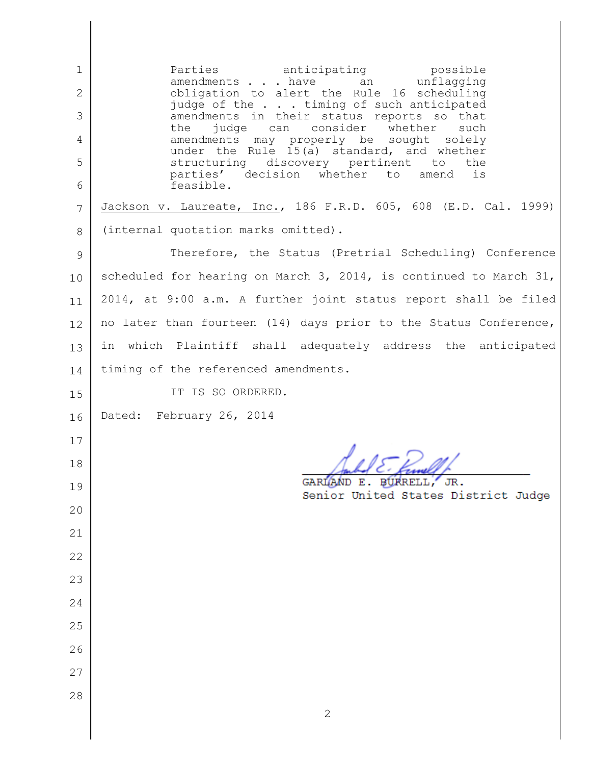> Parties anticipating possible amendments . . . have an unflagging obligation to alert the Rule 16 scheduling judge of the . . . timing of such anticipated amendments in their status reports so that the judge can consider whether such amendments may properly be sought solely under the Rule 15(a) standard, and whether structuring discovery pertinent to the parties' decision whether to amend is feasible.

Jackson v. Laureate, Inc., 186 F.R.D. 605, 608 (E.D. Cal. 1999) (internal quotation marks omitted).

Therefore, the Status (Pretrial Scheduling) Conference scheduled for hearing on March 3, 2014, is continued to March 31, 2014, at 9:00 a.m. A further joint status report shall be filed no later than fourteen (14) days prior to the Status Conference, in which Plaintiff shall adequately address the anticipated timing of the referenced amendments.

IT IS SO ORDERED.

Dated: February 26, 2014

GARLAND E. BURRELL, JR.
Senior United States District Judge